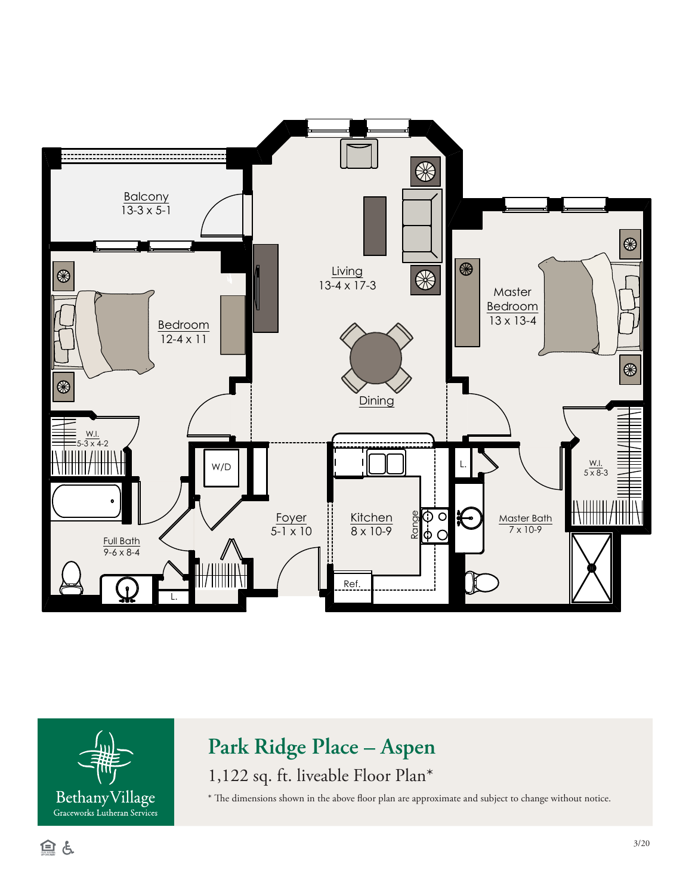Balcony
13-3 x 5-1

Living
13-4 x 17-3

Bedroom
12-4 x 11

Master
Bedroom
13 x 13-4

Dining

W.I.
5-3 x 4-2

W/D

L.

W.I.
5 x 8-3

Foyer
5-1 x 10

Kitchen
8 x 10-9

Range

Master Bath
7 x 10-9

Full Bath
9-6 x 8-4

Ref.

L.

Bethany Village
Graceworks Lutheran Services

# Park Ridge Place – Aspen

## 1,122 sq. ft. liveable Floor Plan*

* The dimensions shown in the above floor plan are approximate and subject to change without notice.

3/20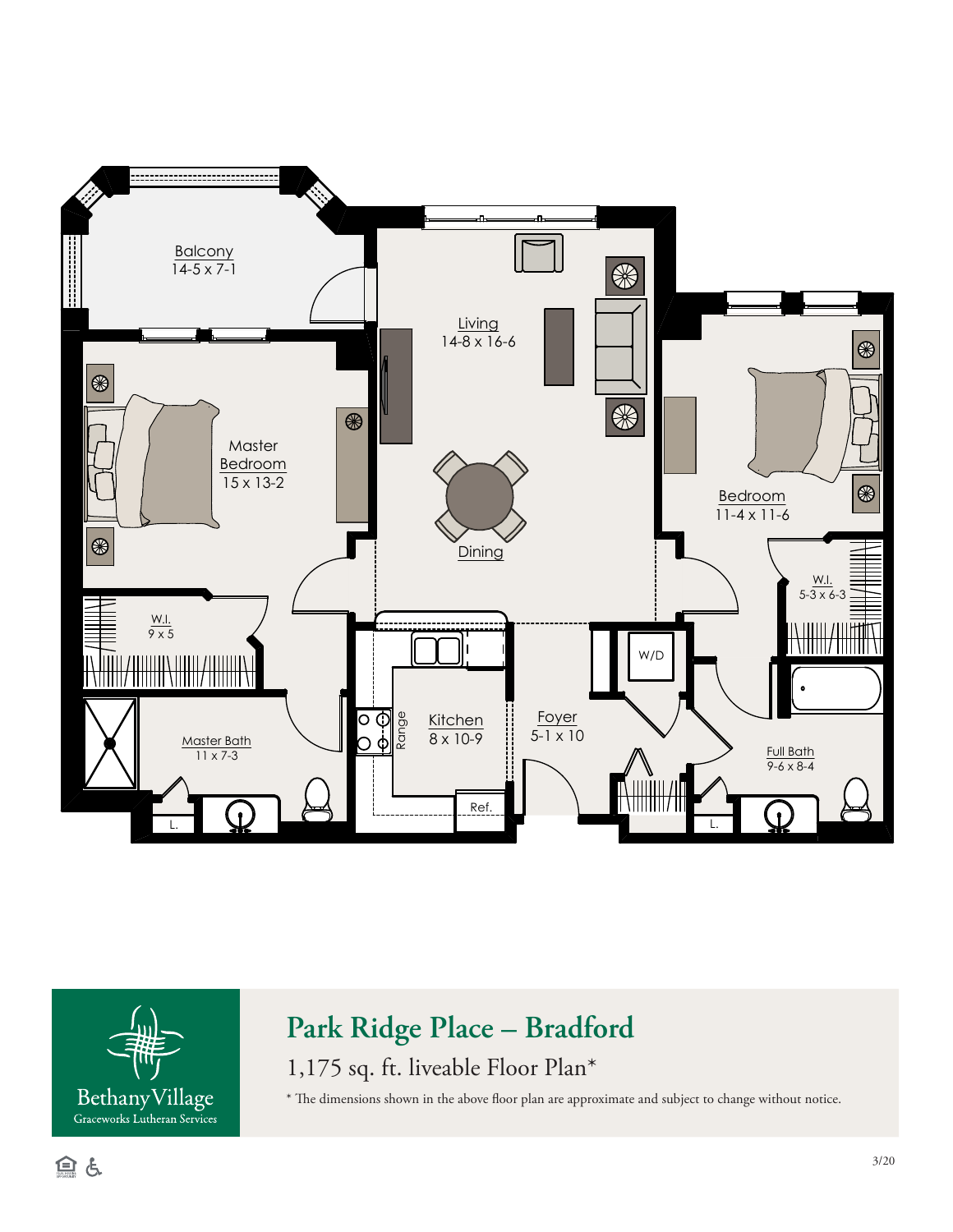Balcony
14-5 x 7-1

Living
14-8 x 16-6

Master Bedroom
15 x 13-2

Bedroom
11-4 x 11-6

Dining

W.I.
9 x 5

W.I.
5-3 x 6-3

W/D

Master Bath
11 x 7-3

Range

Kitchen
8 x 10-9

Foyer
5-1 x 10

Full Bath
9-6 x 8-4

Ref.

L.

L.

Bethany Village
Graceworks Lutheran Services

# Park Ridge Place – Bradford

## 1,175 sq. ft. liveable Floor Plan*

* The dimensions shown in the above floor plan are approximate and subject to change without notice.

3/20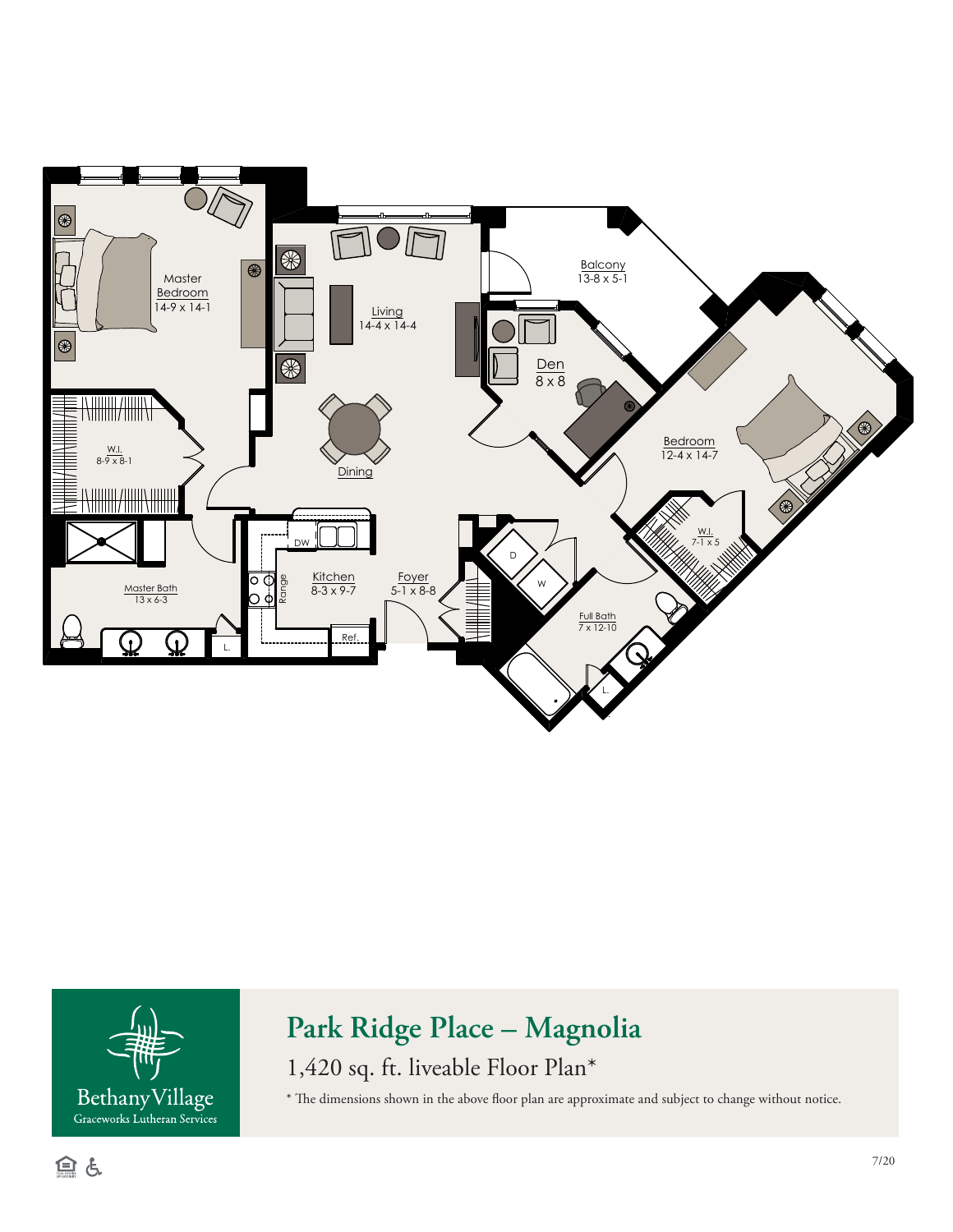Master Bedroom
14-9 x 14-1

Living
14-4 x 14-4

Balcony
13-8 x 5-1

Den
8 x 8

Bedroom
12-4 x 14-7

W.I.
8-9 x 8-1

Dining

W.I.
7-1 x 5

DW

Kitchen
8-3 x 9-7

Foyer
5-1 x 8-8

D

W

Range

Master Bath
13 x 6-3

Full Bath
7 x 12-10

Ref.

L.

L.

Bethany Village
Graceworks Lutheran Services

# Park Ridge Place – Magnolia

## 1,420 sq. ft. liveable Floor Plan*

* The dimensions shown in the above floor plan are approximate and subject to change without notice.

7/20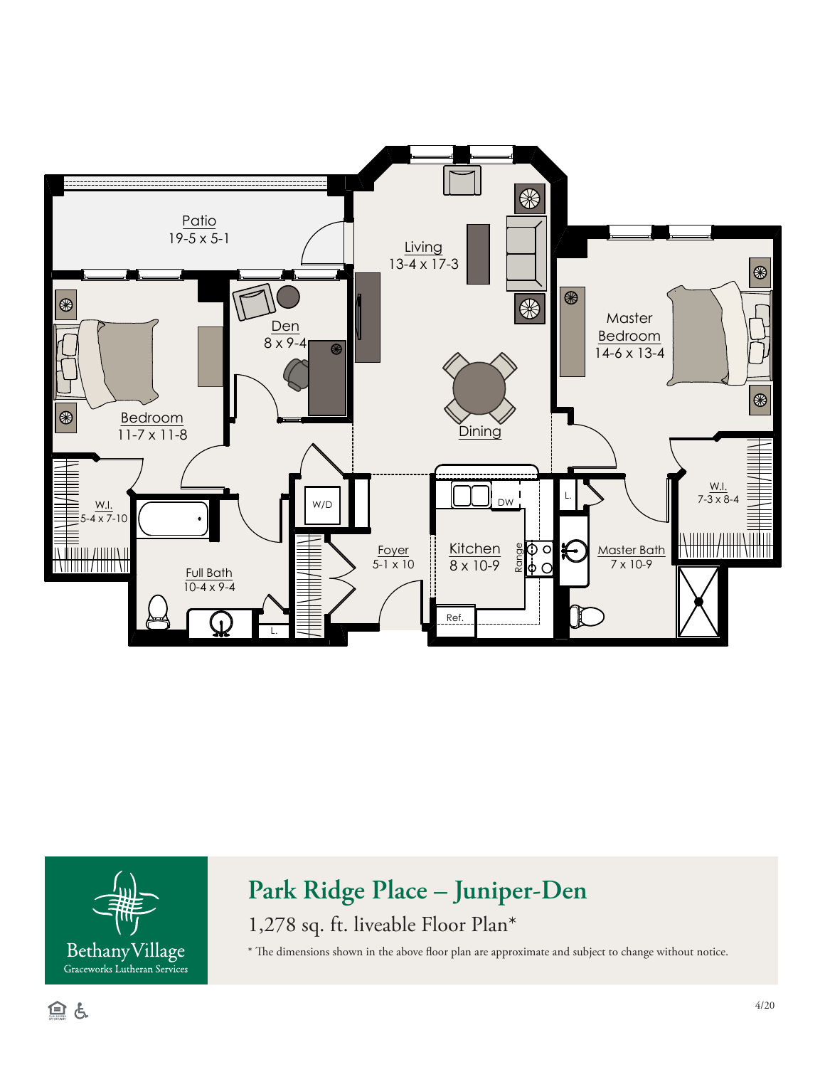Patio
19-5 x 5-1

Living
13-4 x 17-3

Den
8 x 9-4

Bedroom
11-7 x 11-8

Master
Bedroom
14-6 x 13-4

Dining

W.I.
5-4 x 7-10

W/D

DW

L.

W.I.
7-3 x 8-4

Foyer
5-1 x 10

Kitchen
8 x 10-9

Range

Master Bath
7 x 10-9

Full Bath
10-4 x 9-4

L.

Ref.

Bethany Village
Graceworks Lutheran Services

## Park Ridge Place – Juniper-Den

1,278 sq. ft. liveable Floor Plan*

* The dimensions shown in the above floor plan are approximate and subject to change without notice.

4/20